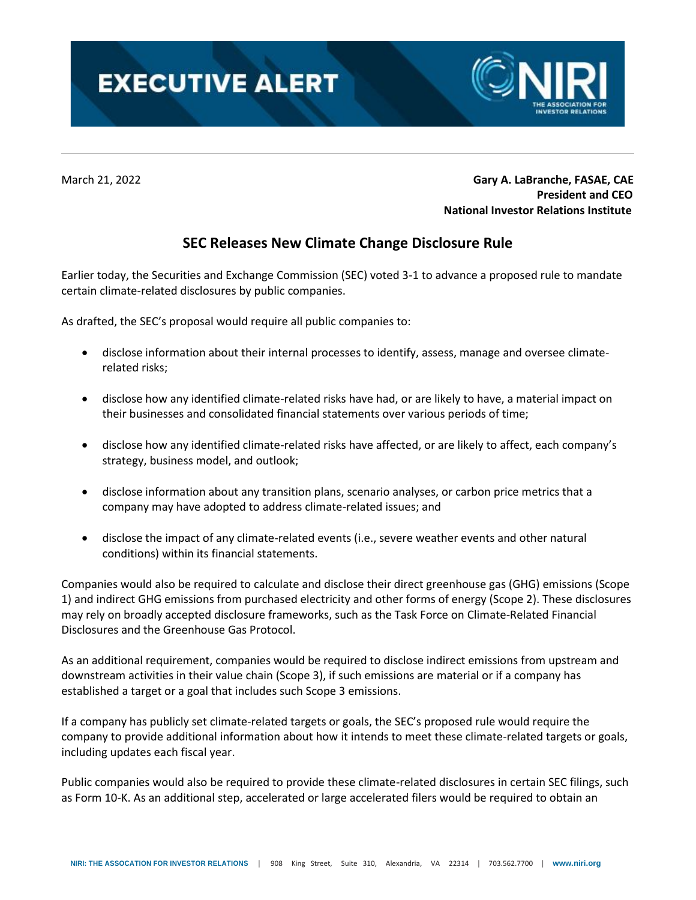# EXECUTIVE ALERT

March 21, 2022

**Gary A. LaBranche, FASAE, CAE**
**President and CEO**
**National Investor Relations Institute**

## SEC Releases New Climate Change Disclosure Rule

Earlier today, the Securities and Exchange Commission (SEC) voted 3-1 to advance a proposed rule to mandate certain climate-related disclosures by public companies.

As drafted, the SEC's proposal would require all public companies to:

- disclose information about their internal processes to identify, assess, manage and oversee climate-related risks;
- disclose how any identified climate-related risks have had, or are likely to have, a material impact on their businesses and consolidated financial statements over various periods of time;
- disclose how any identified climate-related risks have affected, or are likely to affect, each company's strategy, business model, and outlook;
- disclose information about any transition plans, scenario analyses, or carbon price metrics that a company may have adopted to address climate-related issues; and
- disclose the impact of any climate-related events (i.e., severe weather events and other natural conditions) within its financial statements.

Companies would also be required to calculate and disclose their direct greenhouse gas (GHG) emissions (Scope 1) and indirect GHG emissions from purchased electricity and other forms of energy (Scope 2). These disclosures may rely on broadly accepted disclosure frameworks, such as the Task Force on Climate-Related Financial Disclosures and the Greenhouse Gas Protocol.

As an additional requirement, companies would be required to disclose indirect emissions from upstream and downstream activities in their value chain (Scope 3), if such emissions are material or if a company has established a target or a goal that includes such Scope 3 emissions.

If a company has publicly set climate-related targets or goals, the SEC's proposed rule would require the company to provide additional information about how it intends to meet these climate-related targets or goals, including updates each fiscal year.

Public companies would also be required to provide these climate-related disclosures in certain SEC filings, such as Form 10-K. As an additional step, accelerated or large accelerated filers would be required to obtain an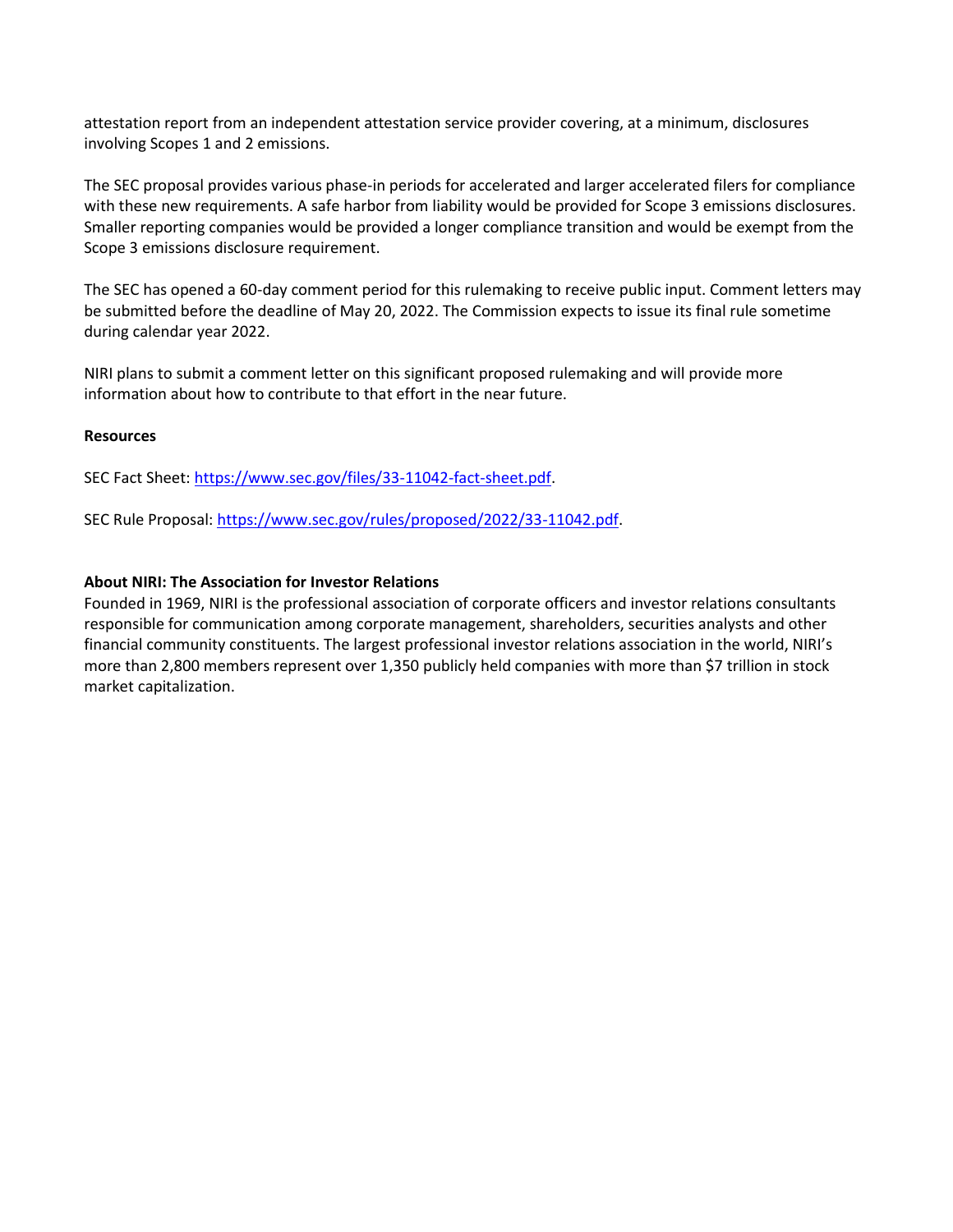attestation report from an independent attestation service provider covering, at a minimum, disclosures involving Scopes 1 and 2 emissions.

The SEC proposal provides various phase-in periods for accelerated and larger accelerated filers for compliance with these new requirements. A safe harbor from liability would be provided for Scope 3 emissions disclosures. Smaller reporting companies would be provided a longer compliance transition and would be exempt from the Scope 3 emissions disclosure requirement.

The SEC has opened a 60-day comment period for this rulemaking to receive public input. Comment letters may be submitted before the deadline of May 20, 2022. The Commission expects to issue its final rule sometime during calendar year 2022.

NIRI plans to submit a comment letter on this significant proposed rulemaking and will provide more information about how to contribute to that effort in the near future.

**Resources**

SEC Fact Sheet: https://www.sec.gov/files/33-11042-fact-sheet.pdf.

SEC Rule Proposal: https://www.sec.gov/rules/proposed/2022/33-11042.pdf.

**About NIRI: The Association for Investor Relations**

Founded in 1969, NIRI is the professional association of corporate officers and investor relations consultants responsible for communication among corporate management, shareholders, securities analysts and other financial community constituents. The largest professional investor relations association in the world, NIRI's more than 2,800 members represent over 1,350 publicly held companies with more than $7 trillion in stock market capitalization.